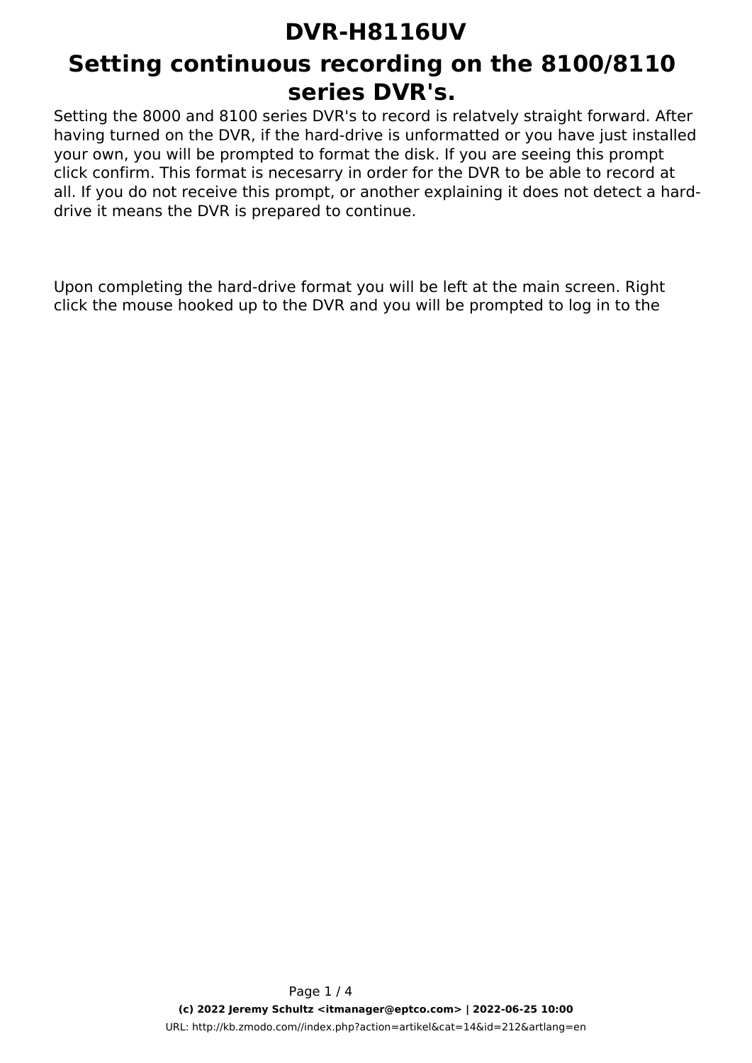# DVR-H8116UV

## Setting continuous recording on the 8100/8110 series DVR's.

Setting the 8000 and 8100 series DVR's to record is relatvely straight forward. After having turned on the DVR, if the hard-drive is unformatted or you have just installed your own, you will be prompted to format the disk. If you are seeing this prompt click confirm. This format is necesarry in order for the DVR to be able to record at all. If you do not receive this prompt, or another explaining it does not detect a hard-drive it means the DVR is prepared to continue.

Upon completing the hard-drive format you will be left at the main screen. Right click the mouse hooked up to the DVR and you will be prompted to log in to the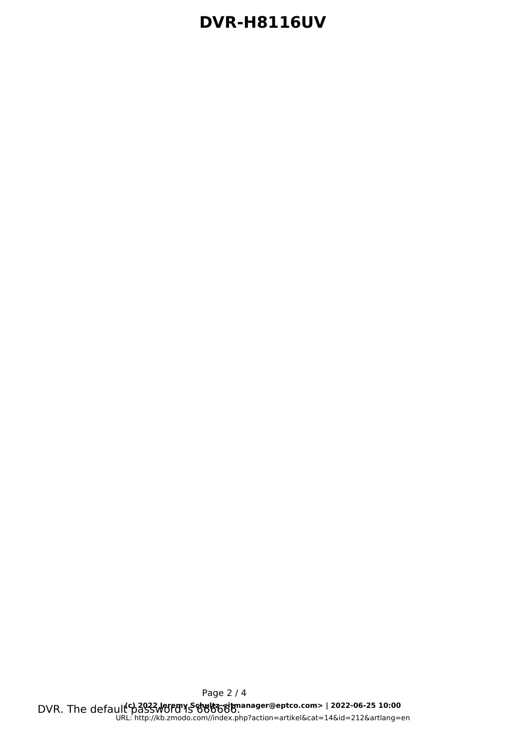DVR. The default password is 666666.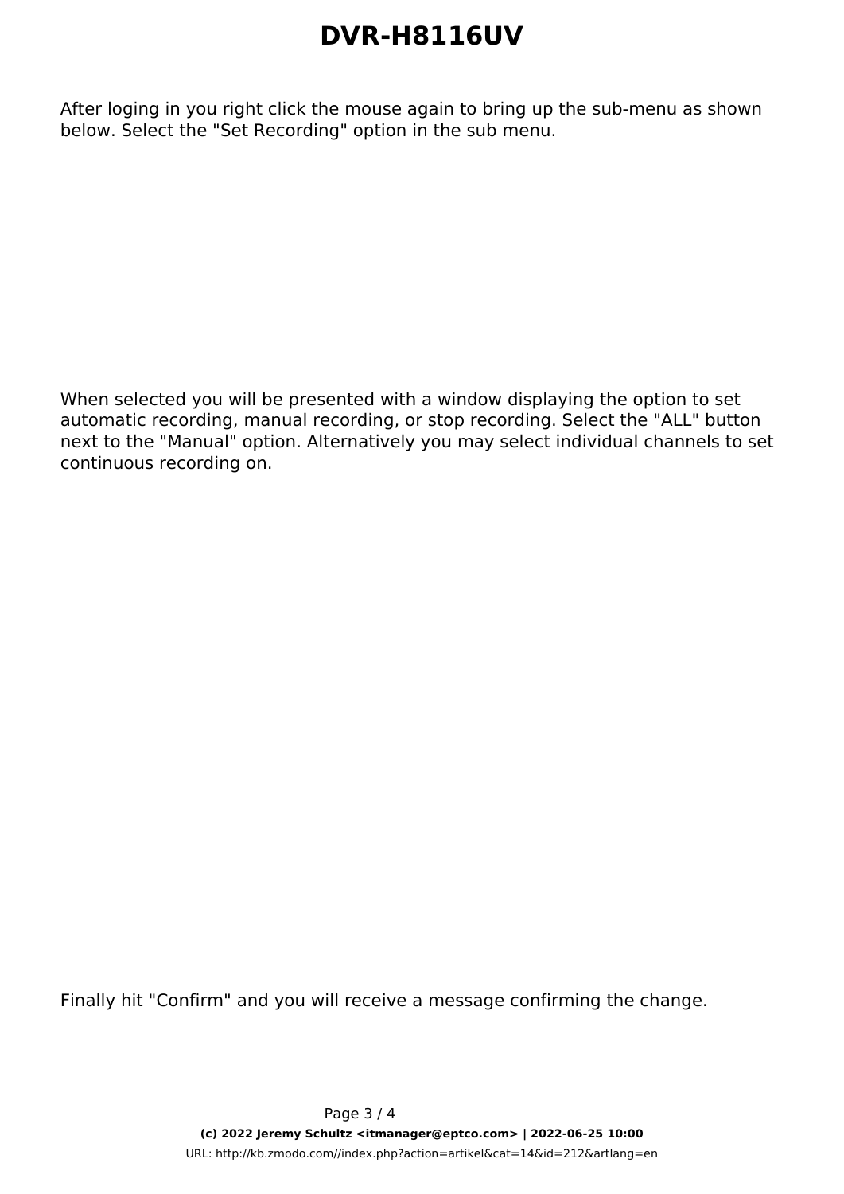After loging in you right click the mouse again to bring up the sub-menu as shown below. Select the "Set Recording" option in the sub menu.

When selected you will be presented with a window displaying the option to set automatic recording, manual recording, or stop recording. Select the "ALL" button next to the "Manual" option. Alternatively you may select individual channels to set continuous recording on.

Finally hit "Confirm" and you will receive a message confirming the change.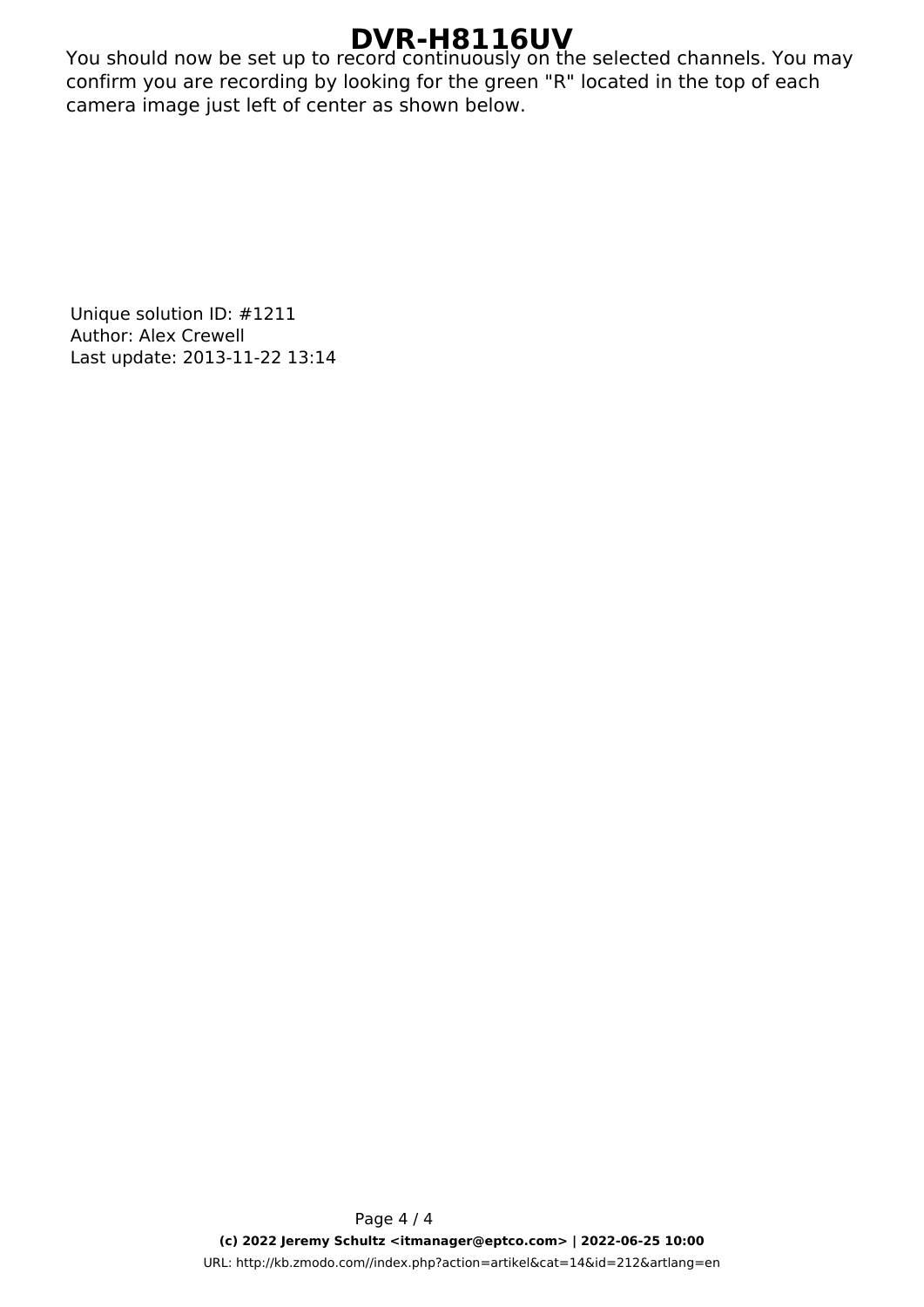You should now be set up to record continuously on the selected channels. You may confirm you are recording by looking for the green "R" located in the top of each camera image just left of center as shown below.

Unique solution ID: #1211
Author: Alex Crewell
Last update: 2013-11-22 13:14